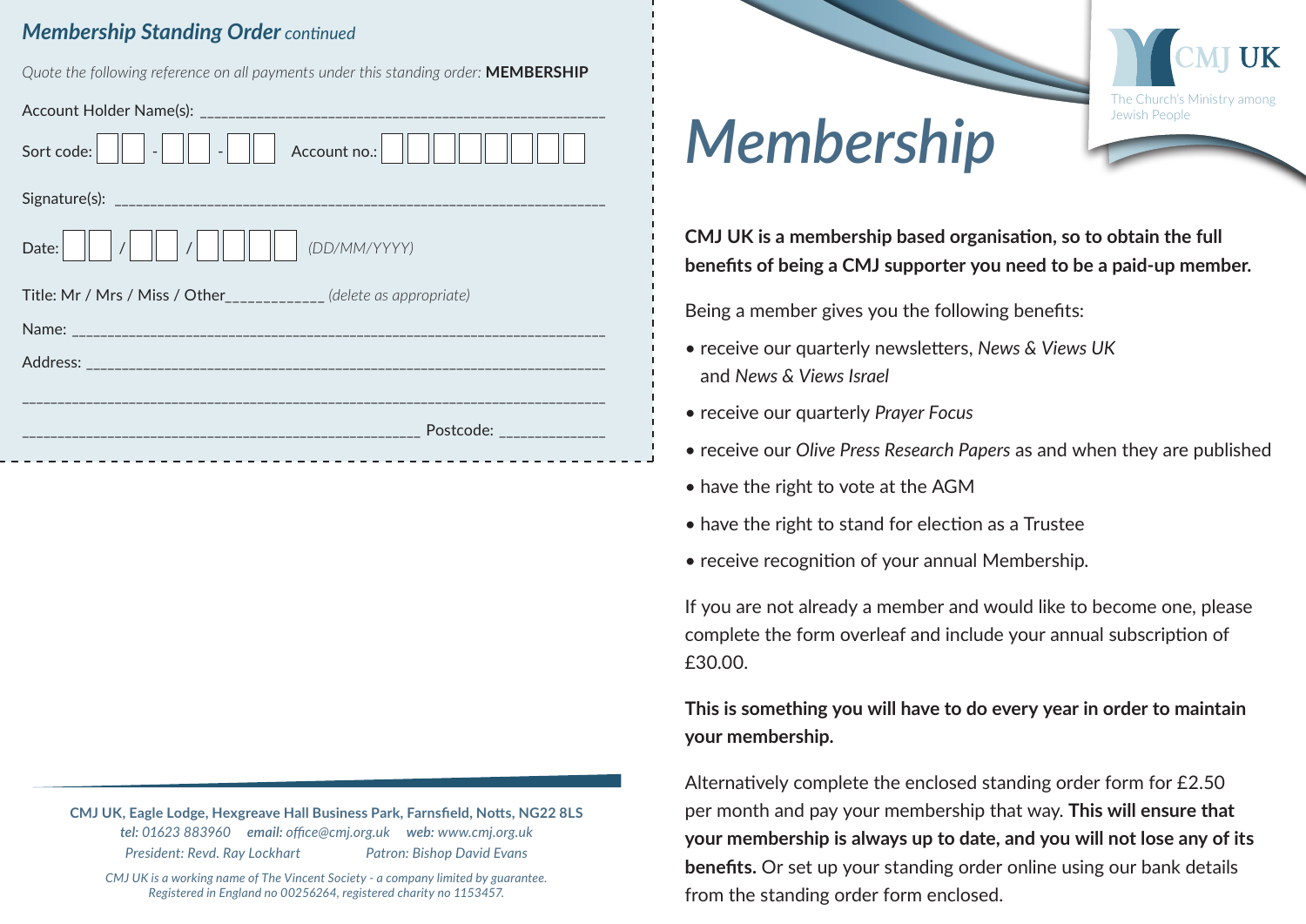## *Membership Standing Order continued*

*Quote the following reference on all payments under this standing order:* **MEMBERSHIP**

Account Holder Name(s): ______________________________________________________

Sort code: ☐☐ - ☐☐ - ☐☐ Account no.: ☐☐☐☐☐☐☐☐

Signature(s): ______________________________________________________

Date: ☐☐ / ☐☐ / ☐☐☐☐ *(DD/MM/YYYY)*

Title: Mr / Mrs / Miss / Other____________ *(delete as appropriate)*

Name: ______________________________________________________

Address: ______________________________________________________

______________________________________________________

______________________________________________ Postcode: _____________

**CMJ UK, Eagle Lodge, Hexgreave Hall Business Park, Farnsfield, Notts, NG22 8LS**
***tel:*** *01623 883960* ***email:*** *office@cmj.org.uk* ***web:*** *www.cmj.org.uk*
*President: Revd. Ray Lockhart* *Patron: Bishop David Evans*

*CMJ UK is a working name of The Vincent Society - a company limited by guarantee. Registered in England no 00256264, registered charity no 1153457.*

CMJ UK
The Church's Ministry among Jewish People

# *Membership*

**CMJ UK is a membership based organisation, so to obtain the full benefits of being a CMJ supporter you need to be a paid-up member.**

Being a member gives you the following benefits:

- receive our quarterly newsletters, *News & Views UK* and *News & Views Israel*
- receive our quarterly *Prayer Focus*
- receive our *Olive Press Research Papers* as and when they are published
- have the right to vote at the AGM
- have the right to stand for election as a Trustee
- receive recognition of your annual Membership.

If you are not already a member and would like to become one, please complete the form overleaf and include your annual subscription of £30.00.

**This is something you will have to do every year in order to maintain your membership.**

Alternatively complete the enclosed standing order form for £2.50 per month and pay your membership that way. **This will ensure that your membership is always up to date, and you will not lose any of its benefits.** Or set up your standing order online using our bank details from the standing order form enclosed.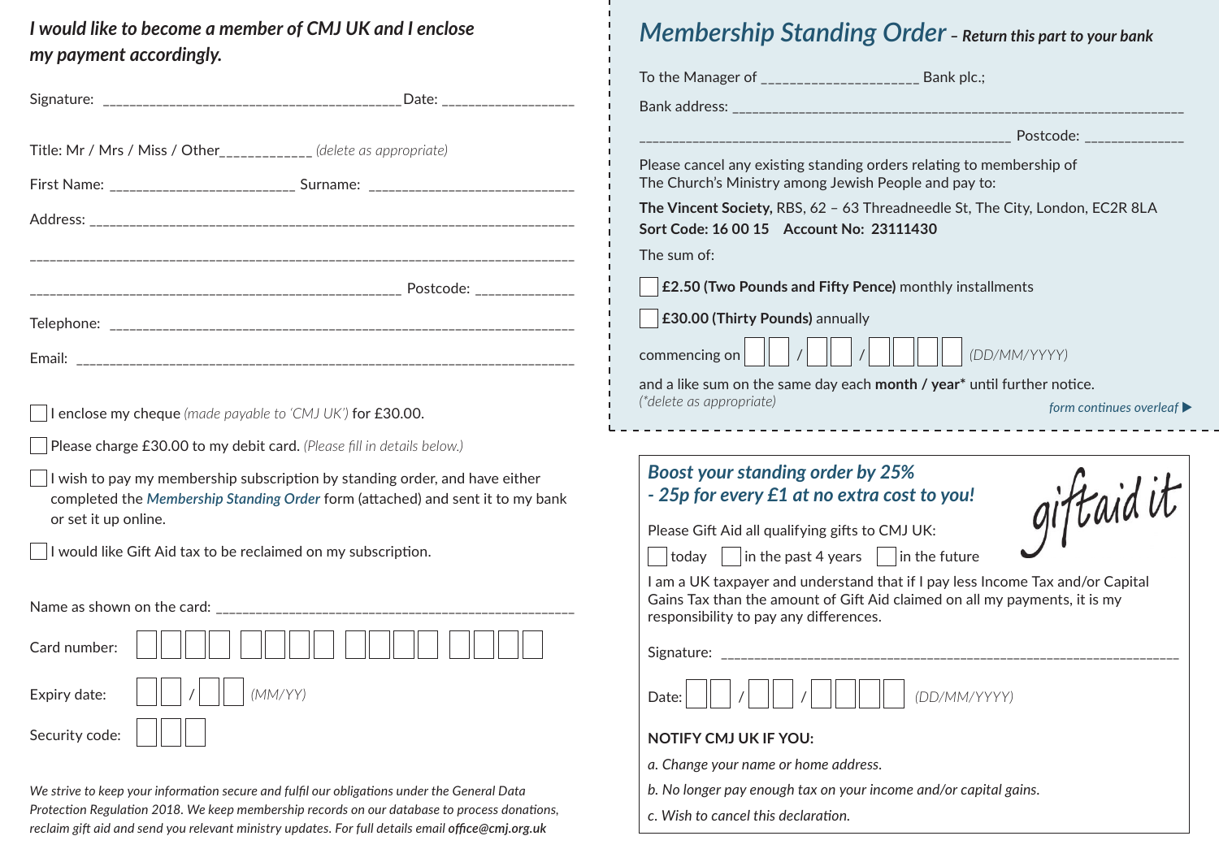*I would like to become a member of CMJ UK and I enclose my payment accordingly.*

Signature: ____________________________________________ Date: ____________________

Title: Mr / Mrs / Miss / Other_____________ *(delete as appropriate)*

First Name: ___________________________ Surname: ______________________________

Address: ________________________________________________________________________

_________________________________________________________________________________

___________________________________________________________ Postcode: _______________

Telephone: _______________________________________________________________________

Email: ___________________________________________________________________________

☐ I enclose my cheque *(made payable to 'CMJ UK')* for £30.00.

☐ Please charge £30.00 to my debit card. *(Please fill in details below.)*

☐ I wish to pay my membership subscription by standing order, and have either completed the ***Membership Standing Order*** form (attached) and sent it to my bank or set it up online.

☐ I would like Gift Aid tax to be reclaimed on my subscription.

Name as shown on the card: ________________________________________________________

Card number: ☐☐☐☐ ☐☐☐☐ ☐☐☐☐ ☐☐☐☐

Expiry date: ☐☐ / ☐☐ *(MM/YY)*

Security code: ☐☐☐

*We strive to keep your information secure and fulfil our obligations under the General Data Protection Regulation 2018. We keep membership records on our database to process donations, reclaim gift aid and send you relevant ministry updates. For full details email* ***office@cmj.org.uk***

## *Membership Standing Order* – *Return this part to your bank*

To the Manager of _____________________ Bank plc.;

Bank address: ___________________________________________________________________

___________________________________________________________ Postcode: _______________

Please cancel any existing standing orders relating to membership of The Church's Ministry among Jewish People and pay to:

**The Vincent Society,** RBS, 62 – 63 Threadneedle St, The City, London, EC2R 8LA
**Sort Code: 16 00 15 Account No: 23111430**

The sum of:

☐ **£2.50 (Two Pounds and Fifty Pence)** monthly installments

☐ **£30.00 (Thirty Pounds)** annually

commencing on ☐☐ / ☐☐ / ☐☐☐☐ *(DD/MM/YYYY)*

and a like sum on the same day each **month / year*** until further notice.
*(*delete as appropriate)*

*form continues overleaf* ▶

### *Boost your standing order by 25% - 25p for every £1 at no extra cost to you!*

giftaid it

Please Gift Aid all qualifying gifts to CMJ UK:

☐ today ☐ in the past 4 years ☐ in the future

I am a UK taxpayer and understand that if I pay less Income Tax and/or Capital Gains Tax than the amount of Gift Aid claimed on all my payments, it is my responsibility to pay any differences.

Signature: ______________________________________________________________________

Date: ☐☐ / ☐☐ / ☐☐☐☐ *(DD/MM/YYYY)*

**NOTIFY CMJ UK IF YOU:**

*a. Change your name or home address.*

*b. No longer pay enough tax on your income and/or capital gains.*

*c. Wish to cancel this declaration.*